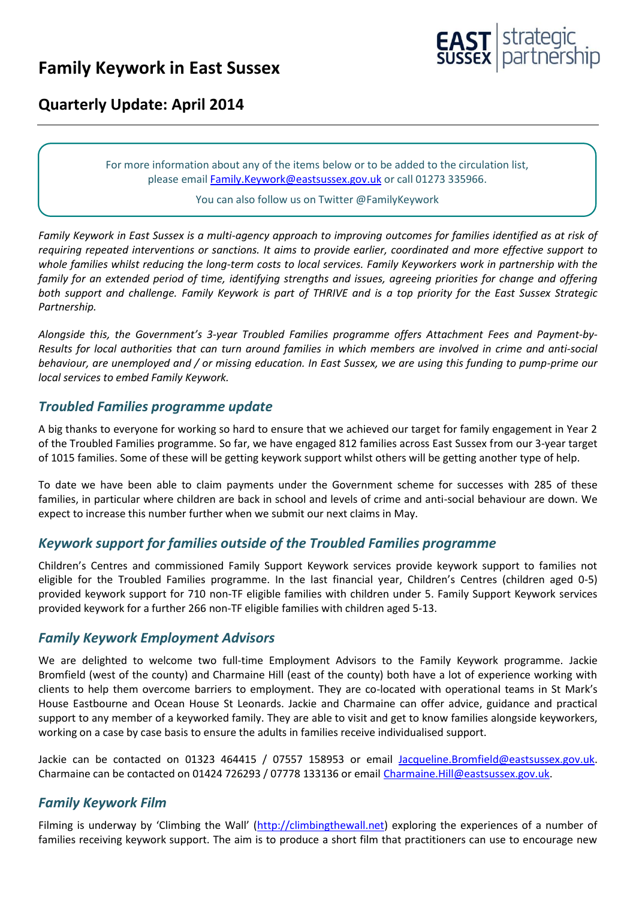# Family Keywork in East Sussex

EAST SUSSEX strategic partnership

## Quarterly Update: April 2014

---

For more information about any of the items below or to be added to the circulation list, please email Family.Keywork@eastsussex.gov.uk or call 01273 335966.

You can also follow us on Twitter @FamilyKeywork

*Family Keywork in East Sussex is a multi-agency approach to improving outcomes for families identified as at risk of requiring repeated interventions or sanctions. It aims to provide earlier, coordinated and more effective support to whole families whilst reducing the long-term costs to local services. Family Keyworkers work in partnership with the family for an extended period of time, identifying strengths and issues, agreeing priorities for change and offering both support and challenge. Family Keywork is part of THRIVE and is a top priority for the East Sussex Strategic Partnership.*

*Alongside this, the Government's 3-year Troubled Families programme offers Attachment Fees and Payment-by-Results for local authorities that can turn around families in which members are involved in crime and anti-social behaviour, are unemployed and / or missing education. In East Sussex, we are using this funding to pump-prime our local services to embed Family Keywork.*

### *Troubled Families programme update*

A big thanks to everyone for working so hard to ensure that we achieved our target for family engagement in Year 2 of the Troubled Families programme. So far, we have engaged 812 families across East Sussex from our 3-year target of 1015 families. Some of these will be getting keywork support whilst others will be getting another type of help.

To date we have been able to claim payments under the Government scheme for successes with 285 of these families, in particular where children are back in school and levels of crime and anti-social behaviour are down. We expect to increase this number further when we submit our next claims in May.

### *Keywork support for families outside of the Troubled Families programme*

Children's Centres and commissioned Family Support Keywork services provide keywork support to families not eligible for the Troubled Families programme. In the last financial year, Children's Centres (children aged 0-5) provided keywork support for 710 non-TF eligible families with children under 5. Family Support Keywork services provided keywork for a further 266 non-TF eligible families with children aged 5-13.

### *Family Keywork Employment Advisors*

We are delighted to welcome two full-time Employment Advisors to the Family Keywork programme. Jackie Bromfield (west of the county) and Charmaine Hill (east of the county) both have a lot of experience working with clients to help them overcome barriers to employment. They are co-located with operational teams in St Mark's House Eastbourne and Ocean House St Leonards. Jackie and Charmaine can offer advice, guidance and practical support to any member of a keyworked family. They are able to visit and get to know families alongside keyworkers, working on a case by case basis to ensure the adults in families receive individualised support.

Jackie can be contacted on 01323 464415 / 07557 158953 or email Jacqueline.Bromfield@eastsussex.gov.uk. Charmaine can be contacted on 01424 726293 / 07778 133136 or email Charmaine.Hill@eastsussex.gov.uk.

### *Family Keywork Film*

Filming is underway by 'Climbing the Wall' (http://climbingthewall.net) exploring the experiences of a number of families receiving keywork support. The aim is to produce a short film that practitioners can use to encourage new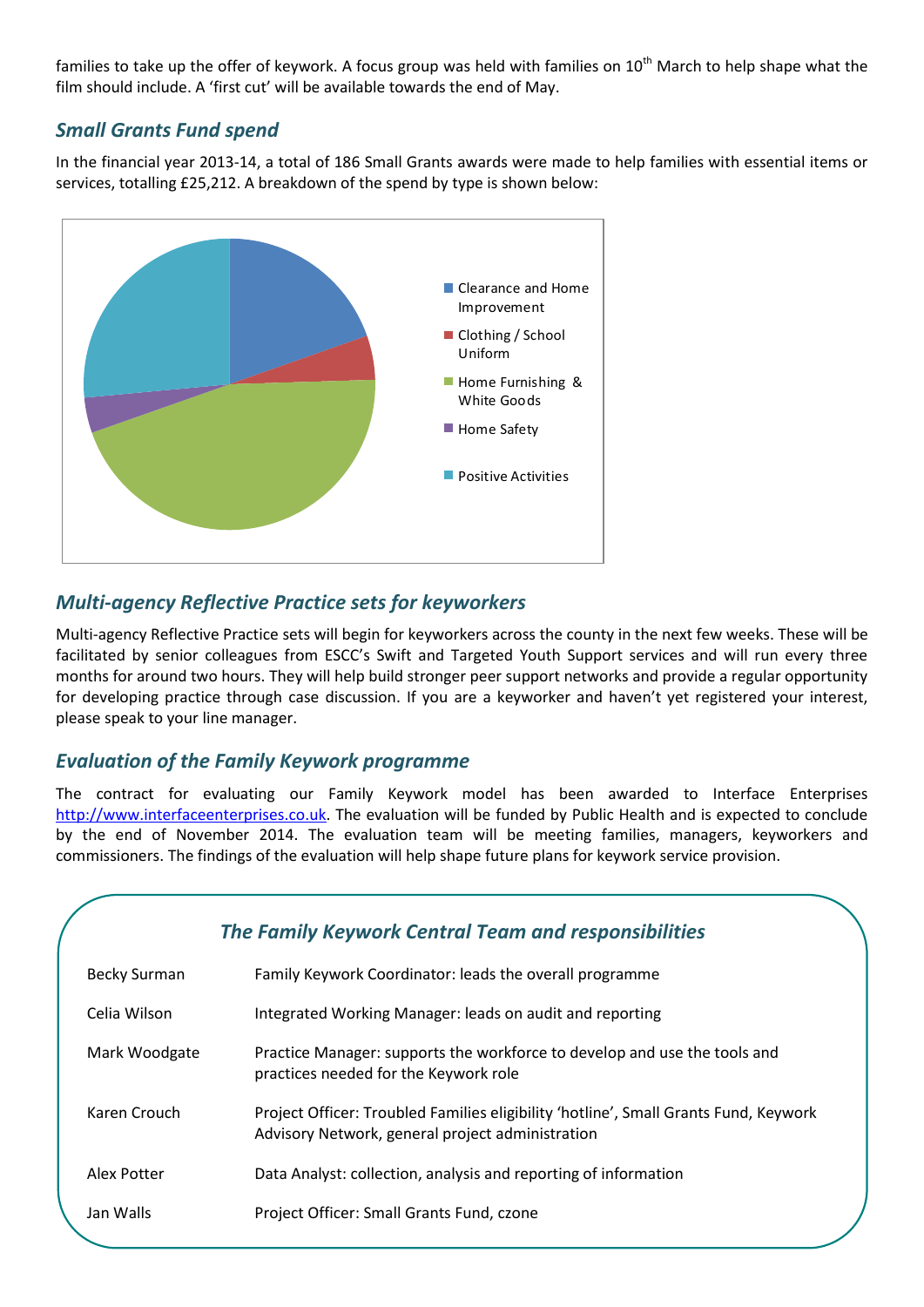families to take up the offer of keywork. A focus group was held with families on 10th March to help shape what the film should include. A 'first cut' will be available towards the end of May.

### *Small Grants Fund spend*

In the financial year 2013-14, a total of 186 Small Grants awards were made to help families with essential items or services, totalling £25,212. A breakdown of the spend by type is shown below:

Clearance and Home Improvement
Clothing / School Uniform
Home Furnishing & White Goods
Home Safety
Positive Activities

### *Multi-agency Reflective Practice sets for keyworkers*

Multi-agency Reflective Practice sets will begin for keyworkers across the county in the next few weeks. These will be facilitated by senior colleagues from ESCC's Swift and Targeted Youth Support services and will run every three months for around two hours. They will help build stronger peer support networks and provide a regular opportunity for developing practice through case discussion. If you are a keyworker and haven't yet registered your interest, please speak to your line manager.

### *Evaluation of the Family Keywork programme*

The contract for evaluating our Family Keywork model has been awarded to Interface Enterprises http://www.interfaceenterprises.co.uk. The evaluation will be funded by Public Health and is expected to conclude by the end of November 2014. The evaluation team will be meeting families, managers, keyworkers and commissioners. The findings of the evaluation will help shape future plans for keywork service provision.

### *The Family Keywork Central Team and responsibilities*

| | |
|---|---|
| Becky Surman | Family Keywork Coordinator: leads the overall programme |
| Celia Wilson | Integrated Working Manager: leads on audit and reporting |
| Mark Woodgate | Practice Manager: supports the workforce to develop and use the tools and practices needed for the Keywork role |
| Karen Crouch | Project Officer: Troubled Families eligibility 'hotline', Small Grants Fund, Keywork Advisory Network, general project administration |
| Alex Potter | Data Analyst: collection, analysis and reporting of information |
| Jan Walls | Project Officer: Small Grants Fund, czone |